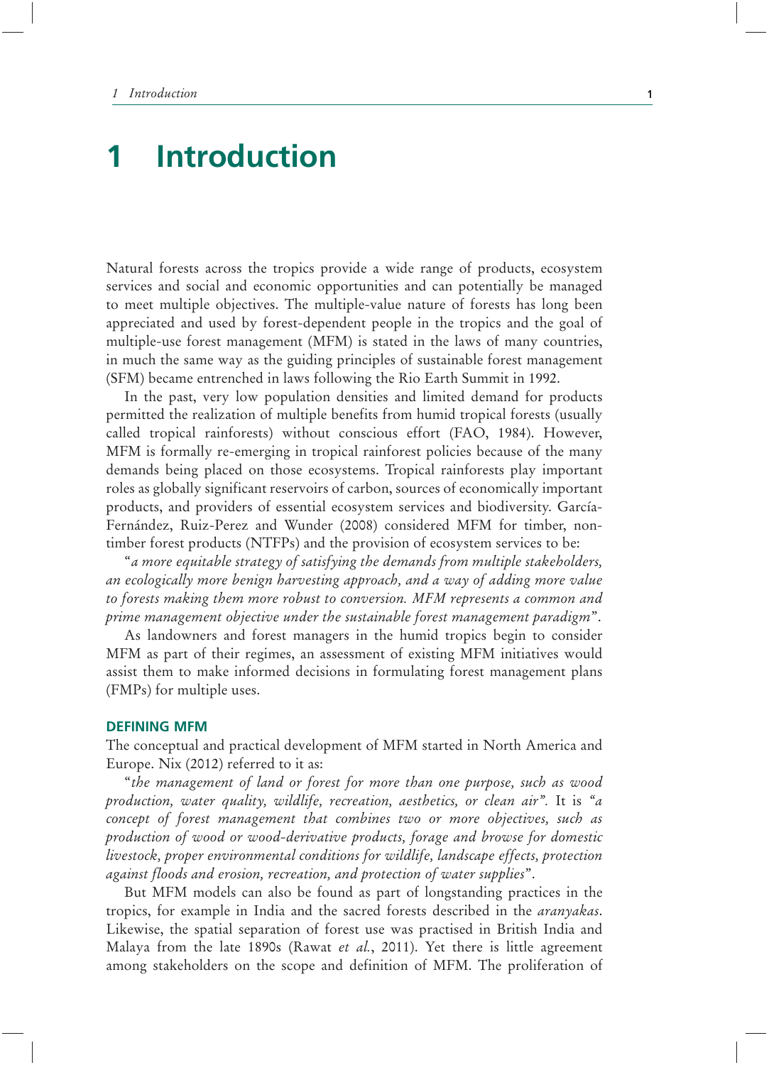# 1 Introduction

Natural forests across the tropics provide a wide range of products, ecosystem services and social and economic opportunities and can potentially be managed to meet multiple objectives. The multiple-value nature of forests has long been appreciated and used by forest-dependent people in the tropics and the goal of multiple-use forest management (MFM) is stated in the laws of many countries, in much the same way as the guiding principles of sustainable forest management (SFM) became entrenched in laws following the Rio Earth Summit in 1992.

In the past, very low population densities and limited demand for products permitted the realization of multiple benefits from humid tropical forests (usually called tropical rainforests) without conscious effort (FAO, 1984). However, MFM is formally re-emerging in tropical rainforest policies because of the many demands being placed on those ecosystems. Tropical rainforests play important roles as globally significant reservoirs of carbon, sources of economically important products, and providers of essential ecosystem services and biodiversity. García-Fernández, Ruiz-Perez and Wunder (2008) considered MFM for timber, non-timber forest products (NTFPs) and the provision of ecosystem services to be:

"*a more equitable strategy of satisfying the demands from multiple stakeholders, an ecologically more benign harvesting approach, and a way of adding more value to forests making them more robust to conversion. MFM represents a common and prime management objective under the sustainable forest management paradigm*".

As landowners and forest managers in the humid tropics begin to consider MFM as part of their regimes, an assessment of existing MFM initiatives would assist them to make informed decisions in formulating forest management plans (FMPs) for multiple uses.

### DEFINING MFM

The conceptual and practical development of MFM started in North America and Europe. Nix (2012) referred to it as:

"*the management of land or forest for more than one purpose, such as wood production, water quality, wildlife, recreation, aesthetics, or clean air*". It is *"a concept of forest management that combines two or more objectives, such as production of wood or wood-derivative products, forage and browse for domestic livestock, proper environmental conditions for wildlife, landscape effects, protection against floods and erosion, recreation, and protection of water supplies*".

But MFM models can also be found as part of longstanding practices in the tropics, for example in India and the sacred forests described in the *aranyakas*. Likewise, the spatial separation of forest use was practised in British India and Malaya from the late 1890s (Rawat *et al.*, 2011). Yet there is little agreement among stakeholders on the scope and definition of MFM. The proliferation of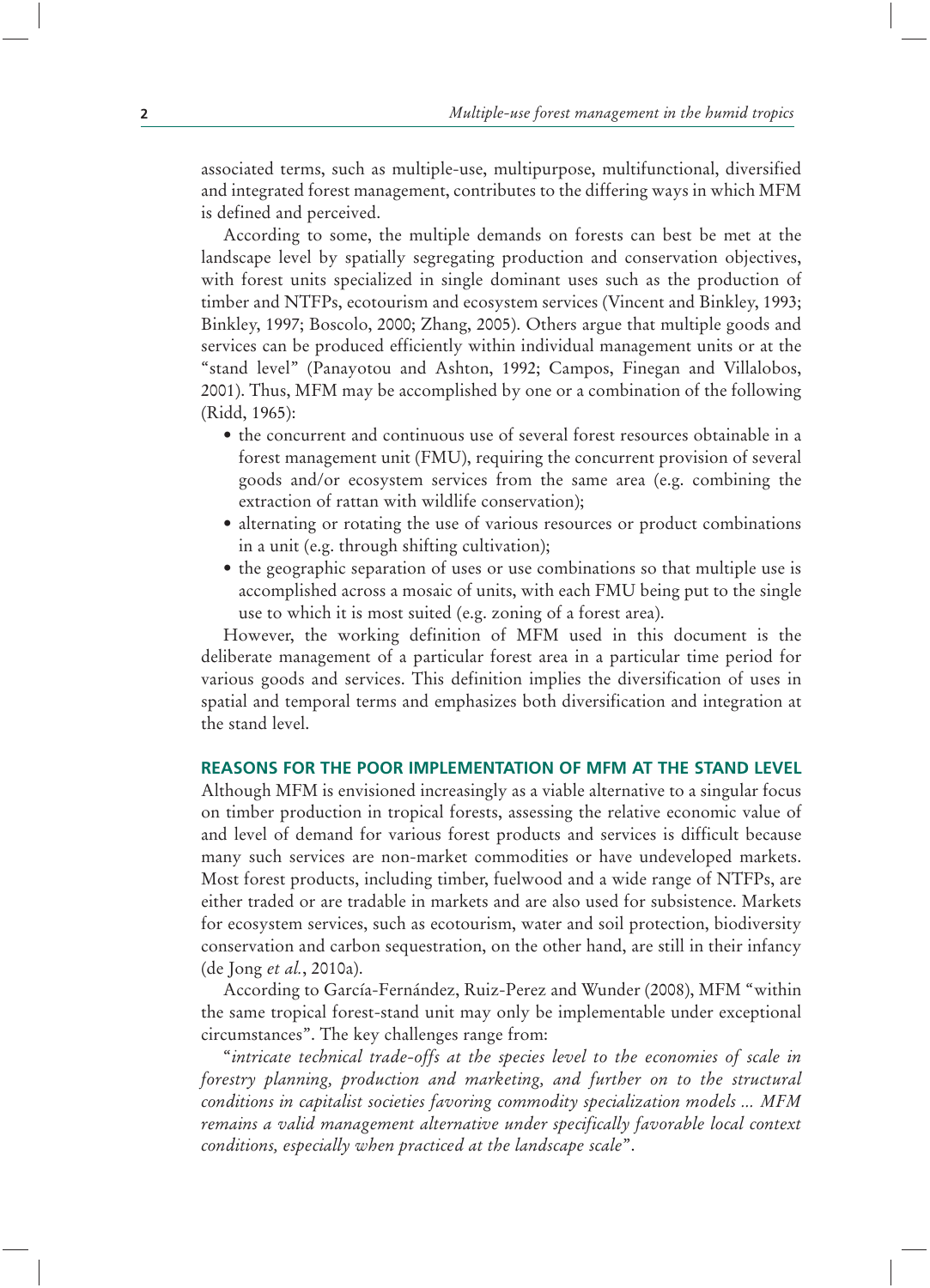associated terms, such as multiple-use, multipurpose, multifunctional, diversified and integrated forest management, contributes to the differing ways in which MFM is defined and perceived.

According to some, the multiple demands on forests can best be met at the landscape level by spatially segregating production and conservation objectives, with forest units specialized in single dominant uses such as the production of timber and NTFPs, ecotourism and ecosystem services (Vincent and Binkley, 1993; Binkley, 1997; Boscolo, 2000; Zhang, 2005). Others argue that multiple goods and services can be produced efficiently within individual management units or at the "stand level" (Panayotou and Ashton, 1992; Campos, Finegan and Villalobos, 2001). Thus, MFM may be accomplished by one or a combination of the following (Ridd, 1965):

- the concurrent and continuous use of several forest resources obtainable in a forest management unit (FMU), requiring the concurrent provision of several goods and/or ecosystem services from the same area (e.g. combining the extraction of rattan with wildlife conservation);
- alternating or rotating the use of various resources or product combinations in a unit (e.g. through shifting cultivation);
- the geographic separation of uses or use combinations so that multiple use is accomplished across a mosaic of units, with each FMU being put to the single use to which it is most suited (e.g. zoning of a forest area).

However, the working definition of MFM used in this document is the deliberate management of a particular forest area in a particular time period for various goods and services. This definition implies the diversification of uses in spatial and temporal terms and emphasizes both diversification and integration at the stand level.

## REASONS FOR THE POOR IMPLEMENTATION OF MFM AT THE STAND LEVEL

Although MFM is envisioned increasingly as a viable alternative to a singular focus on timber production in tropical forests, assessing the relative economic value of and level of demand for various forest products and services is difficult because many such services are non-market commodities or have undeveloped markets. Most forest products, including timber, fuelwood and a wide range of NTFPs, are either traded or are tradable in markets and are also used for subsistence. Markets for ecosystem services, such as ecotourism, water and soil protection, biodiversity conservation and carbon sequestration, on the other hand, are still in their infancy (de Jong *et al.*, 2010a).

According to García-Fernández, Ruiz-Perez and Wunder (2008), MFM "within the same tropical forest-stand unit may only be implementable under exceptional circumstances". The key challenges range from:

"*intricate technical trade-offs at the species level to the economies of scale in forestry planning, production and marketing, and further on to the structural conditions in capitalist societies favoring commodity specialization models ... MFM remains a valid management alternative under specifically favorable local context conditions, especially when practiced at the landscape scale*".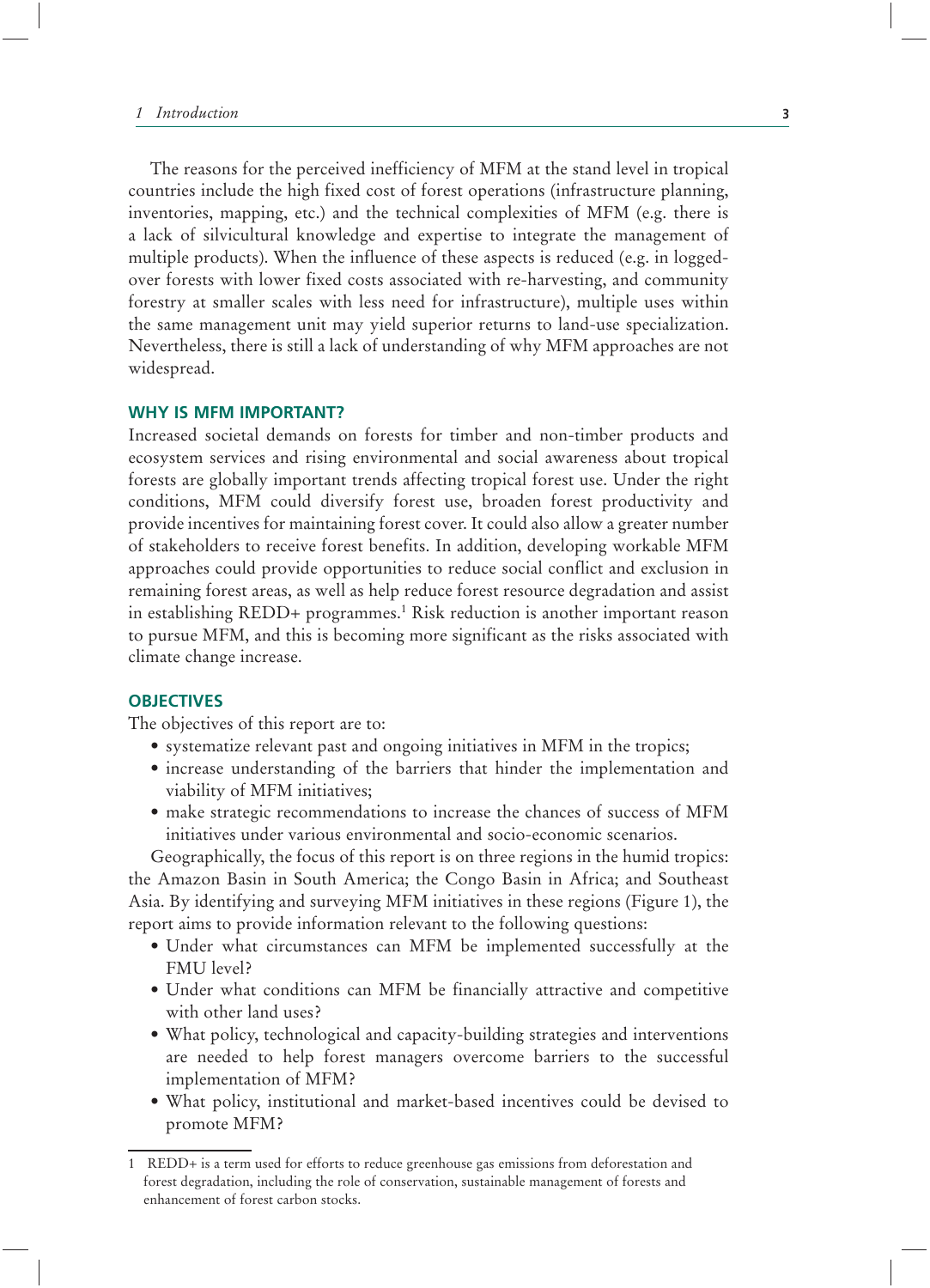The reasons for the perceived inefficiency of MFM at the stand level in tropical countries include the high fixed cost of forest operations (infrastructure planning, inventories, mapping, etc.) and the technical complexities of MFM (e.g. there is a lack of silvicultural knowledge and expertise to integrate the management of multiple products). When the influence of these aspects is reduced (e.g. in logged-over forests with lower fixed costs associated with re-harvesting, and community forestry at smaller scales with less need for infrastructure), multiple uses within the same management unit may yield superior returns to land-use specialization. Nevertheless, there is still a lack of understanding of why MFM approaches are not widespread.

## WHY IS MFM IMPORTANT?

Increased societal demands on forests for timber and non-timber products and ecosystem services and rising environmental and social awareness about tropical forests are globally important trends affecting tropical forest use. Under the right conditions, MFM could diversify forest use, broaden forest productivity and provide incentives for maintaining forest cover. It could also allow a greater number of stakeholders to receive forest benefits. In addition, developing workable MFM approaches could provide opportunities to reduce social conflict and exclusion in remaining forest areas, as well as help reduce forest resource degradation and assist in establishing REDD+ programmes.[1] Risk reduction is another important reason to pursue MFM, and this is becoming more significant as the risks associated with climate change increase.

## OBJECTIVES

The objectives of this report are to:

- systematize relevant past and ongoing initiatives in MFM in the tropics;
- increase understanding of the barriers that hinder the implementation and viability of MFM initiatives;
- make strategic recommendations to increase the chances of success of MFM initiatives under various environmental and socio-economic scenarios.

Geographically, the focus of this report is on three regions in the humid tropics: the Amazon Basin in South America; the Congo Basin in Africa; and Southeast Asia. By identifying and surveying MFM initiatives in these regions (Figure 1), the report aims to provide information relevant to the following questions:

- Under what circumstances can MFM be implemented successfully at the FMU level?
- Under what conditions can MFM be financially attractive and competitive with other land uses?
- What policy, technological and capacity-building strategies and interventions are needed to help forest managers overcome barriers to the successful implementation of MFM?
- What policy, institutional and market-based incentives could be devised to promote MFM?

---

1 REDD+ is a term used for efforts to reduce greenhouse gas emissions from deforestation and forest degradation, including the role of conservation, sustainable management of forests and enhancement of forest carbon stocks.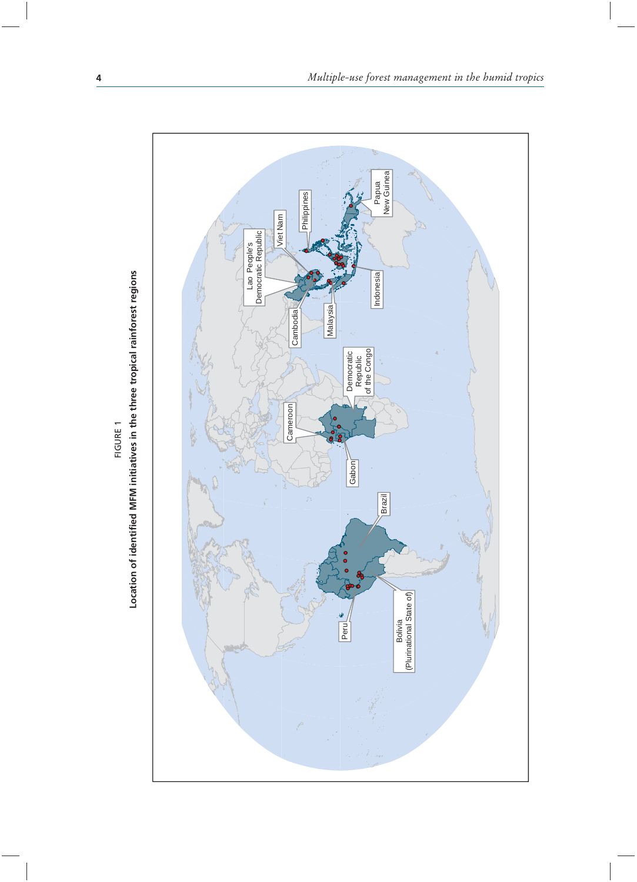FIGURE 1

**Location of identified MFM initiatives in the three tropical rainforest regions**

Peru

Bolivia (Plurinational State of)

Brazil

Cameroon

Gabon

Democratic Republic of the Congo

Cambodia

Lao People's Democratic Republic

Viet Nam

Malaysia

Philippines

Indonesia

Papua New Guinea